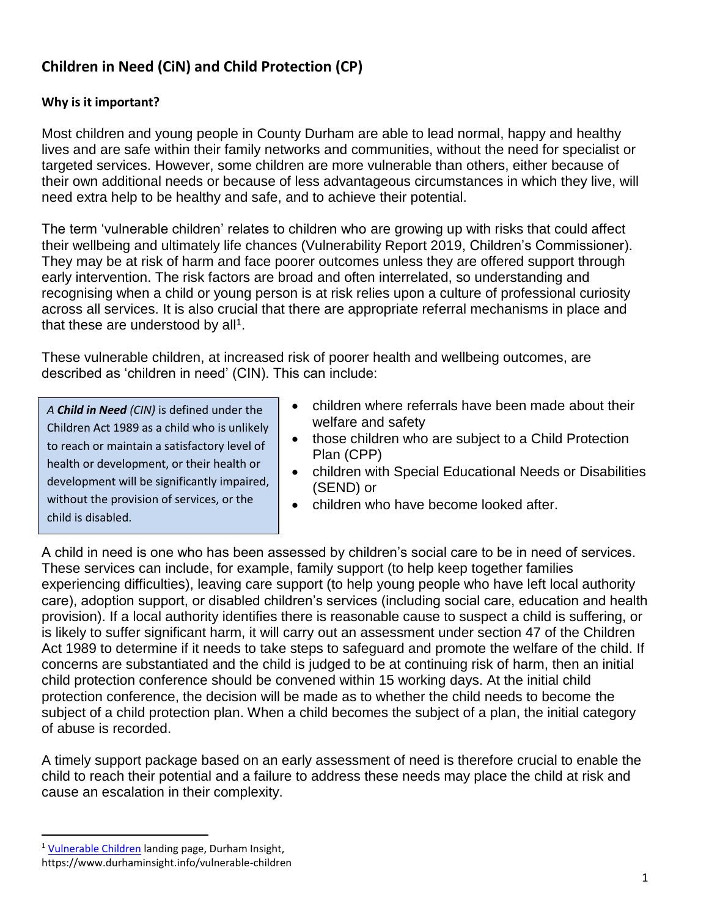# Children in Need (CiN) and Child Protection (CP)

### Why is it important?

Most children and young people in County Durham are able to lead normal, happy and healthy lives and are safe within their family networks and communities, without the need for specialist or targeted services. However, some children are more vulnerable than others, either because of their own additional needs or because of less advantageous circumstances in which they live, will need extra help to be healthy and safe, and to achieve their potential.

The term 'vulnerable children' relates to children who are growing up with risks that could affect their wellbeing and ultimately life chances (Vulnerability Report 2019, Children's Commissioner). They may be at risk of harm and face poorer outcomes unless they are offered support through early intervention. The risk factors are broad and often interrelated, so understanding and recognising when a child or young person is at risk relies upon a culture of professional curiosity across all services. It is also crucial that there are appropriate referral mechanisms in place and that these are understood by all[1].

These vulnerable children, at increased risk of poorer health and wellbeing outcomes, are described as 'children in need' (CIN). This can include:

> *A **Child in Need** (CIN)* is defined under the Children Act 1989 as a child who is unlikely to reach or maintain a satisfactory level of health or development, or their health or development will be significantly impaired, without the provision of services, or the child is disabled.

- children where referrals have been made about their welfare and safety
- those children who are subject to a Child Protection Plan (CPP)
- children with Special Educational Needs or Disabilities (SEND) or
- children who have become looked after.

A child in need is one who has been assessed by children's social care to be in need of services. These services can include, for example, family support (to help keep together families experiencing difficulties), leaving care support (to help young people who have left local authority care), adoption support, or disabled children's services (including social care, education and health provision). If a local authority identifies there is reasonable cause to suspect a child is suffering, or is likely to suffer significant harm, it will carry out an assessment under section 47 of the Children Act 1989 to determine if it needs to take steps to safeguard and promote the welfare of the child. If concerns are substantiated and the child is judged to be at continuing risk of harm, then an initial child protection conference should be convened within 15 working days. At the initial child protection conference, the decision will be made as to whether the child needs to become the subject of a child protection plan. When a child becomes the subject of a plan, the initial category of abuse is recorded.

A timely support package based on an early assessment of need is therefore crucial to enable the child to reach their potential and a failure to address these needs may place the child at risk and cause an escalation in their complexity.

---

[1] Vulnerable Children landing page, Durham Insight, https://www.durhaminsight.info/vulnerable-children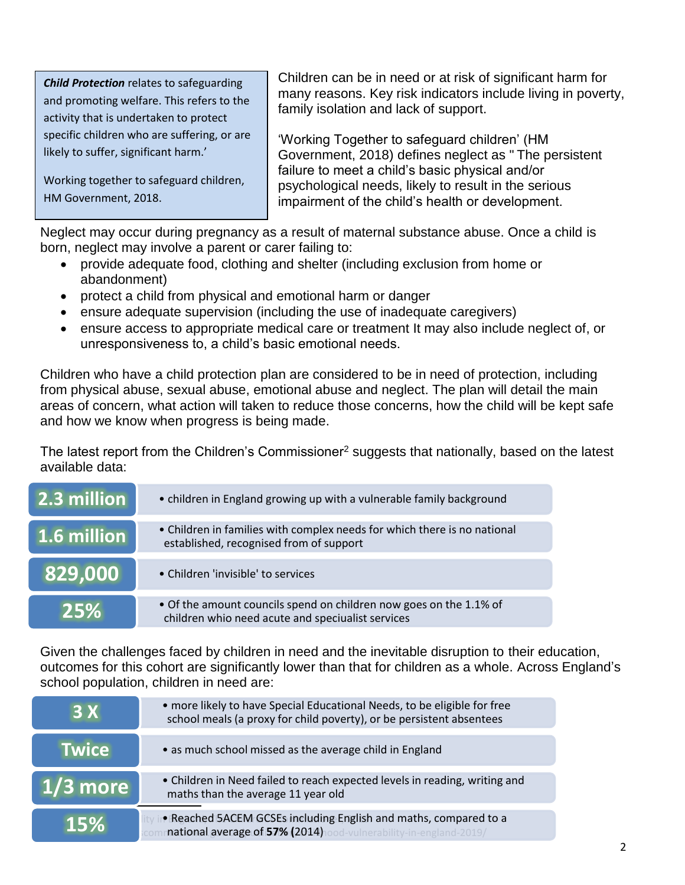> ***Child Protection*** relates to safeguarding and promoting welfare. This refers to the activity that is undertaken to protect specific children who are suffering, or are likely to suffer, significant harm.'
>
> Working together to safeguard children, HM Government, 2018.

Children can be in need or at risk of significant harm for many reasons. Key risk indicators include living in poverty, family isolation and lack of support.

'Working Together to safeguard children' (HM Government, 2018) defines neglect as " The persistent failure to meet a child's basic physical and/or psychological needs, likely to result in the serious impairment of the child's health or development.

Neglect may occur during pregnancy as a result of maternal substance abuse. Once a child is born, neglect may involve a parent or carer failing to:

- provide adequate food, clothing and shelter (including exclusion from home or abandonment)
- protect a child from physical and emotional harm or danger
- ensure adequate supervision (including the use of inadequate caregivers)
- ensure access to appropriate medical care or treatment It may also include neglect of, or unresponsiveness to, a child's basic emotional needs.

Children who have a child protection plan are considered to be in need of protection, including from physical abuse, sexual abuse, emotional abuse and neglect. The plan will detail the main areas of concern, what action will taken to reduce those concerns, how the child will be kept safe and how we know when progress is being made.

The latest report from the Children's Commissioner[2] suggests that nationally, based on the latest available data:

| | |
|---|---|
| **2.3 million** | children in England growing up with a vulnerable family background |
| **1.6 million** | Children in families with complex needs for which there is no national established, recognised from of support |
| **829,000** | Children 'invisible' to services |
| **25%** | Of the amount councils spend on children now goes on the 1.1% of children whio need acute and speciualist services |

Given the challenges faced by children in need and the inevitable disruption to their education, outcomes for this cohort are significantly lower than that for children as a whole. Across England's school population, children in need are:

| | |
|---|---|
| **3 X** | more likely to have Special Educational Needs, to be eligible for free school meals (a proxy for child poverty), or be persistent absentees |
| **Twice** | as much school missed as the average child in England |
| **1/3 more** | Children in Need failed to reach expected levels in reading, writing and maths than the average 11 year old |
| **15%** | Reached 5ACEM GCSEs including English and maths, compared to a national average of **57%** **(**2014) |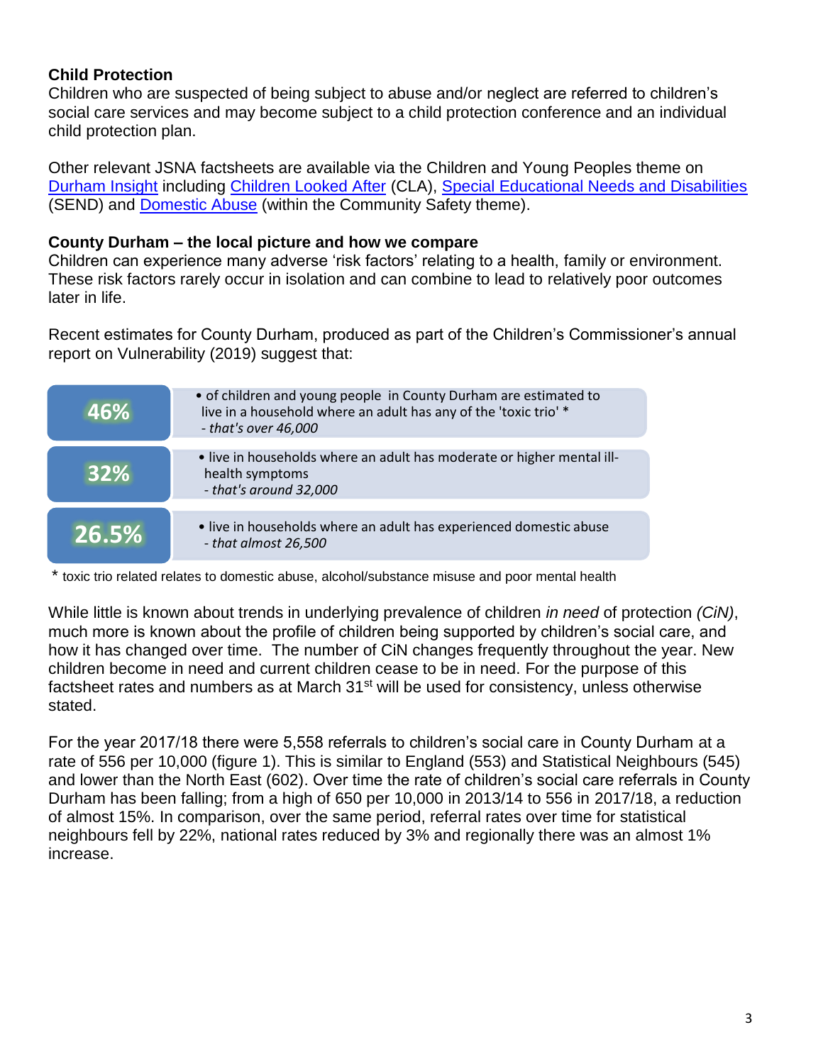**Child Protection**

Children who are suspected of being subject to abuse and/or neglect are referred to children's social care services and may become subject to a child protection conference and an individual child protection plan.

Other relevant JSNA factsheets are available via the Children and Young Peoples theme on Durham Insight including Children Looked After (CLA), Special Educational Needs and Disabilities (SEND) and Domestic Abuse (within the Community Safety theme).

**County Durham – the local picture and how we compare**

Children can experience many adverse 'risk factors' relating to a health, family or environment. These risk factors rarely occur in isolation and can combine to lead to relatively poor outcomes later in life.

Recent estimates for County Durham, produced as part of the Children's Commissioner's annual report on Vulnerability (2019) suggest that:

| | |
|---|---|
| **46%** | • of children and young people in County Durham are estimated to live in a household where an adult has any of the 'toxic trio' * <br> *- that's over 46,000* |
| **32%** | • live in households where an adult has moderate or higher mental ill-health symptoms <br> *- that's around 32,000* |
| **26.5%** | • live in households where an adult has experienced domestic abuse <br> *- that almost 26,500* |

\* toxic trio related relates to domestic abuse, alcohol/substance misuse and poor mental health

While little is known about trends in underlying prevalence of children *in need* of protection *(CiN)*, much more is known about the profile of children being supported by children's social care, and how it has changed over time. The number of CiN changes frequently throughout the year. New children become in need and current children cease to be in need. For the purpose of this factsheet rates and numbers as at March 31st will be used for consistency, unless otherwise stated.

For the year 2017/18 there were 5,558 referrals to children's social care in County Durham at a rate of 556 per 10,000 (figure 1). This is similar to England (553) and Statistical Neighbours (545) and lower than the North East (602). Over time the rate of children's social care referrals in County Durham has been falling; from a high of 650 per 10,000 in 2013/14 to 556 in 2017/18, a reduction of almost 15%. In comparison, over the same period, referral rates over time for statistical neighbours fell by 22%, national rates reduced by 3% and regionally there was an almost 1% increase.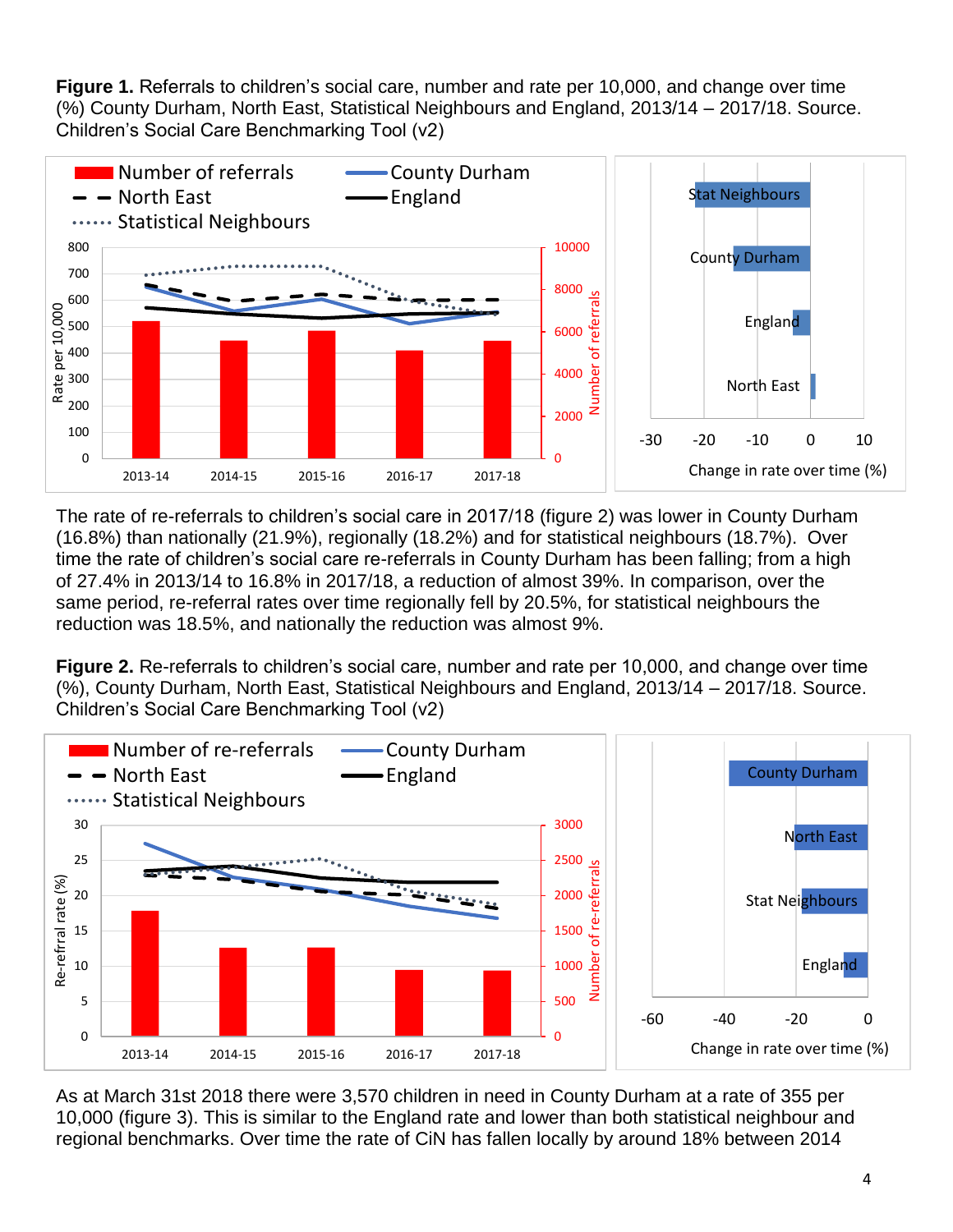**Figure 1.** Referrals to children's social care, number and rate per 10,000, and change over time (%) County Durham, North East, Statistical Neighbours and England, 2013/14 – 2017/18. Source. Children's Social Care Benchmarking Tool (v2)

The rate of re-referrals to children's social care in 2017/18 (figure 2) was lower in County Durham (16.8%) than nationally (21.9%), regionally (18.2%) and for statistical neighbours (18.7%). Over time the rate of children's social care re-referrals in County Durham has been falling; from a high of 27.4% in 2013/14 to 16.8% in 2017/18, a reduction of almost 39%. In comparison, over the same period, re-referral rates over time regionally fell by 20.5%, for statistical neighbours the reduction was 18.5%, and nationally the reduction was almost 9%.

**Figure 2.** Re-referrals to children's social care, number and rate per 10,000, and change over time (%), County Durham, North East, Statistical Neighbours and England, 2013/14 – 2017/18. Source. Children's Social Care Benchmarking Tool (v2)

As at March 31st 2018 there were 3,570 children in need in County Durham at a rate of 355 per 10,000 (figure 3). This is similar to the England rate and lower than both statistical neighbour and regional benchmarks. Over time the rate of CiN has fallen locally by around 18% between 2014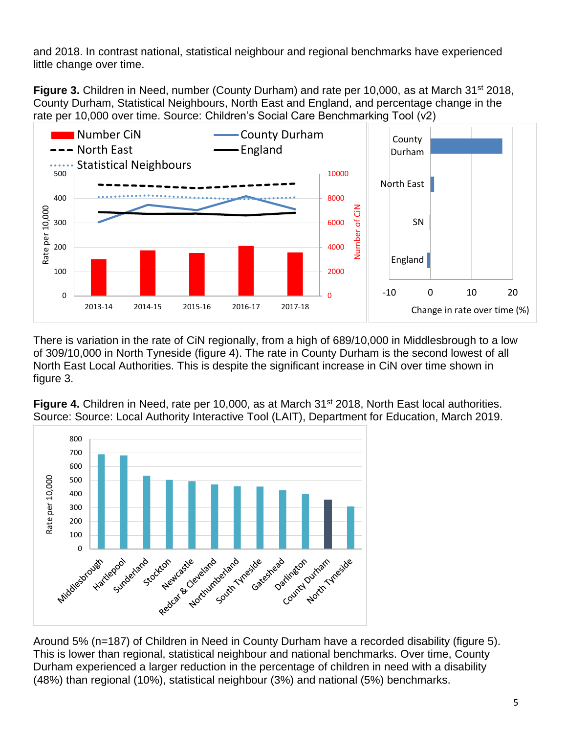and 2018. In contrast national, statistical neighbour and regional benchmarks have experienced little change over time.

**Figure 3.** Children in Need, number (County Durham) and rate per 10,000, as at March 31st 2018, County Durham, Statistical Neighbours, North East and England, and percentage change in the rate per 10,000 over time. Source: Children's Social Care Benchmarking Tool (v2)

There is variation in the rate of CiN regionally, from a high of 689/10,000 in Middlesbrough to a low of 309/10,000 in North Tyneside (figure 4). The rate in County Durham is the second lowest of all North East Local Authorities. This is despite the significant increase in CiN over time shown in figure 3.

**Figure 4.** Children in Need, rate per 10,000, as at March 31st 2018, North East local authorities. Source: Source: Local Authority Interactive Tool (LAIT), Department for Education, March 2019.

Around 5% (n=187) of Children in Need in County Durham have a recorded disability (figure 5). This is lower than regional, statistical neighbour and national benchmarks. Over time, County Durham experienced a larger reduction in the percentage of children in need with a disability (48%) than regional (10%), statistical neighbour (3%) and national (5%) benchmarks.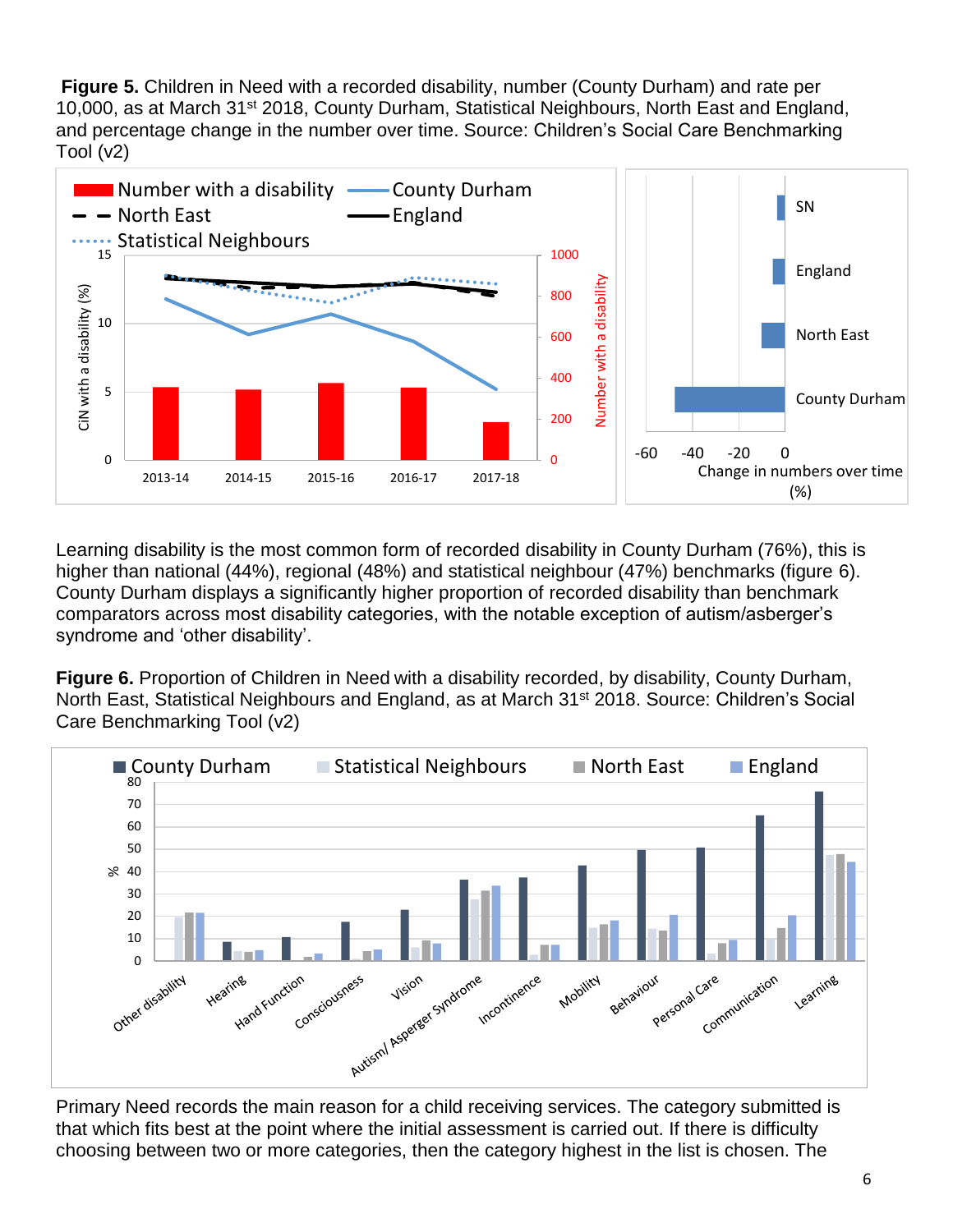**Figure 5.** Children in Need with a recorded disability, number (County Durham) and rate per 10,000, as at March 31st 2018, County Durham, Statistical Neighbours, North East and England, and percentage change in the number over time. Source: Children's Social Care Benchmarking Tool (v2)

Learning disability is the most common form of recorded disability in County Durham (76%), this is higher than national (44%), regional (48%) and statistical neighbour (47%) benchmarks (figure 6). County Durham displays a significantly higher proportion of recorded disability than benchmark comparators across most disability categories, with the notable exception of autism/asberger's syndrome and 'other disability'.

**Figure 6.** Proportion of Children in Need with a disability recorded, by disability, County Durham, North East, Statistical Neighbours and England, as at March 31st 2018. Source: Children's Social Care Benchmarking Tool (v2)

Primary Need records the main reason for a child receiving services. The category submitted is that which fits best at the point where the initial assessment is carried out. If there is difficulty choosing between two or more categories, then the category highest in the list is chosen. The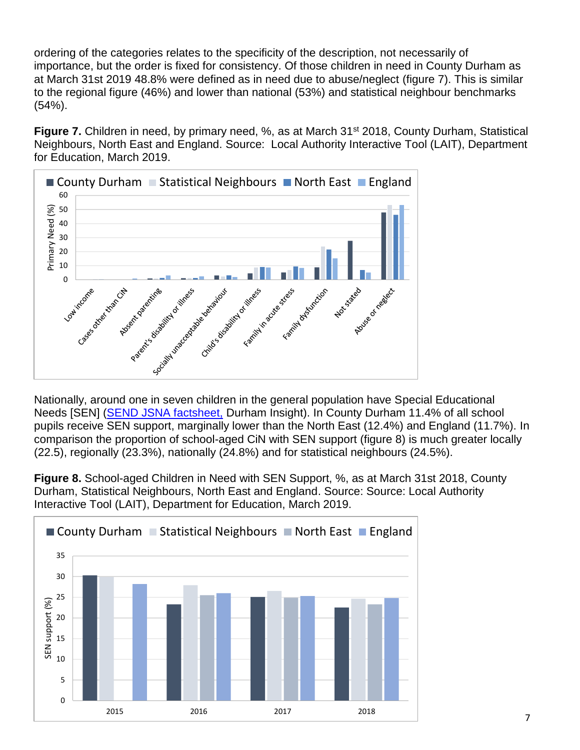ordering of the categories relates to the specificity of the description, not necessarily of importance, but the order is fixed for consistency. Of those children in need in County Durham as at March 31st 2019 48.8% were defined as in need due to abuse/neglect (figure 7). This is similar to the regional figure (46%) and lower than national (53%) and statistical neighbour benchmarks (54%).

**Figure 7.** Children in need, by primary need, %, as at March 31st 2018, County Durham, Statistical Neighbours, North East and England. Source: Local Authority Interactive Tool (LAIT), Department for Education, March 2019.

Nationally, around one in seven children in the general population have Special Educational Needs [SEN] (SEND JSNA factsheet, Durham Insight). In County Durham 11.4% of all school pupils receive SEN support, marginally lower than the North East (12.4%) and England (11.7%). In comparison the proportion of school-aged CiN with SEN support (figure 8) is much greater locally (22.5), regionally (23.3%), nationally (24.8%) and for statistical neighbours (24.5%).

**Figure 8.** School-aged Children in Need with SEN Support, %, as at March 31st 2018, County Durham, Statistical Neighbours, North East and England. Source: Source: Local Authority Interactive Tool (LAIT), Department for Education, March 2019.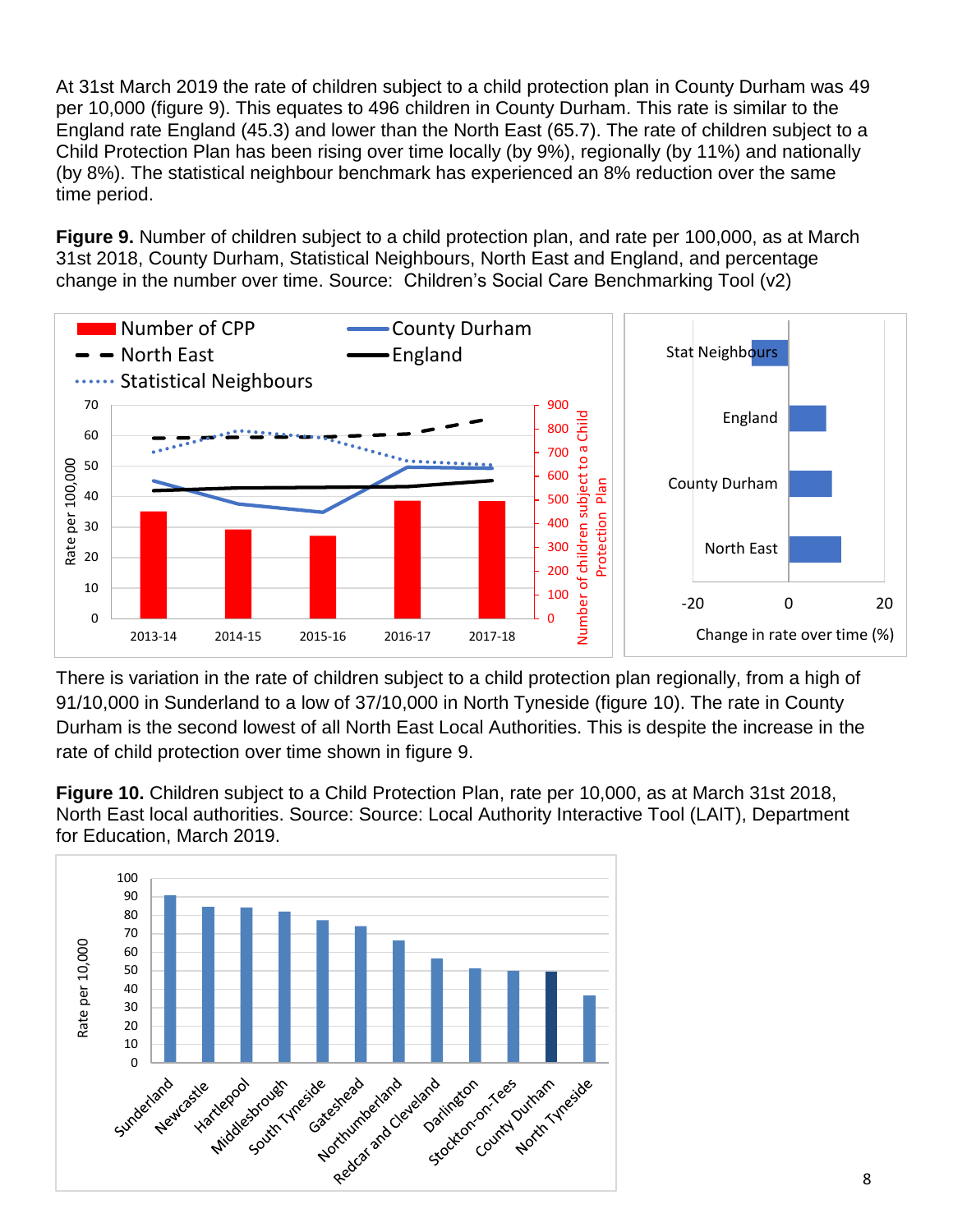At 31st March 2019 the rate of children subject to a child protection plan in County Durham was 49 per 10,000 (figure 9). This equates to 496 children in County Durham. This rate is similar to the England rate England (45.3) and lower than the North East (65.7). The rate of children subject to a Child Protection Plan has been rising over time locally (by 9%), regionally (by 11%) and nationally (by 8%). The statistical neighbour benchmark has experienced an 8% reduction over the same time period.

**Figure 9.** Number of children subject to a child protection plan, and rate per 100,000, as at March 31st 2018, County Durham, Statistical Neighbours, North East and England, and percentage change in the number over time. Source: Children's Social Care Benchmarking Tool (v2)

There is variation in the rate of children subject to a child protection plan regionally, from a high of 91/10,000 in Sunderland to a low of 37/10,000 in North Tyneside (figure 10). The rate in County Durham is the second lowest of all North East Local Authorities. This is despite the increase in the rate of child protection over time shown in figure 9.

**Figure 10.** Children subject to a Child Protection Plan, rate per 10,000, as at March 31st 2018, North East local authorities. Source: Source: Local Authority Interactive Tool (LAIT), Department for Education, March 2019.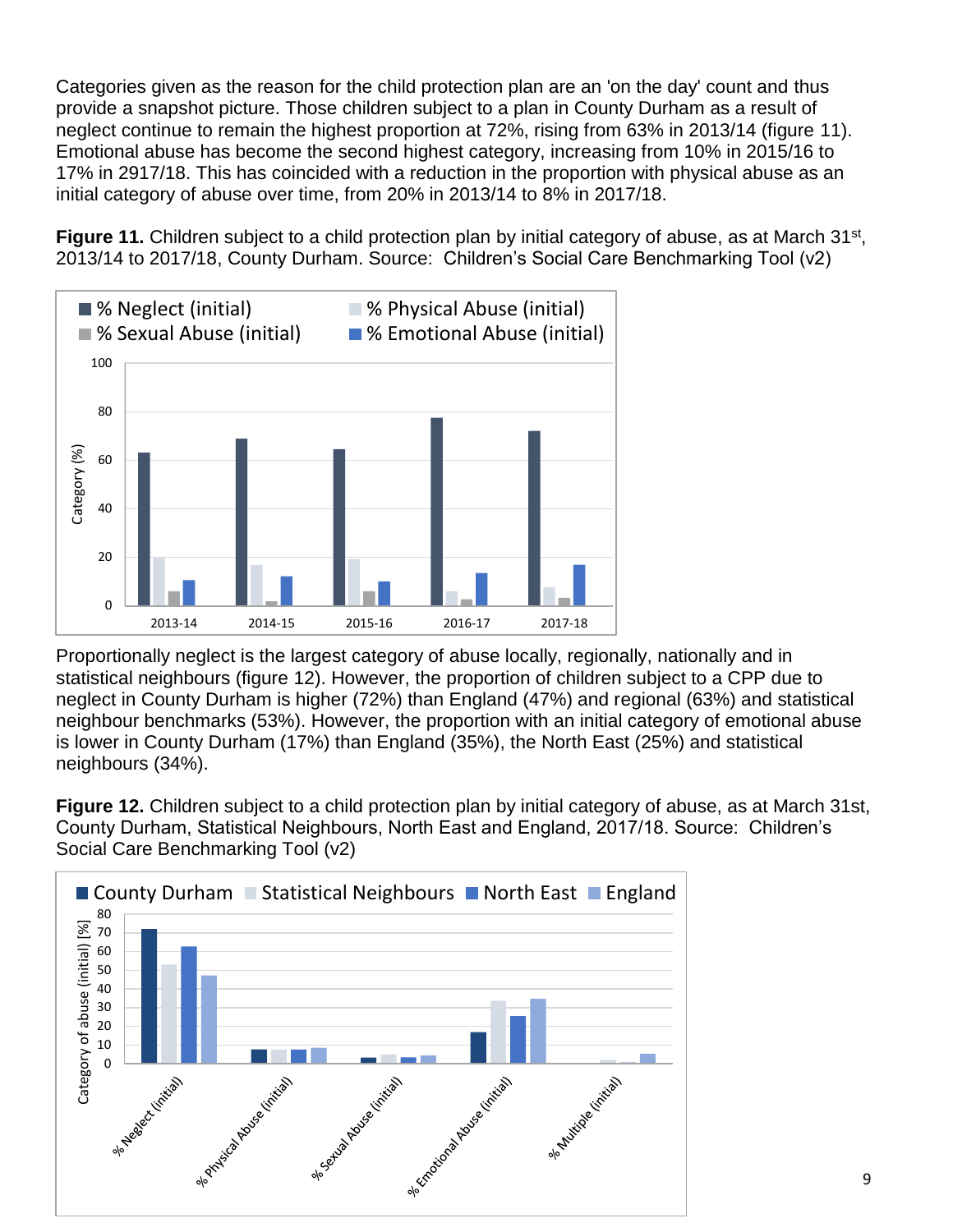Categories given as the reason for the child protection plan are an 'on the day' count and thus provide a snapshot picture. Those children subject to a plan in County Durham as a result of neglect continue to remain the highest proportion at 72%, rising from 63% in 2013/14 (figure 11). Emotional abuse has become the second highest category, increasing from 10% in 2015/16 to 17% in 2917/18. This has coincided with a reduction in the proportion with physical abuse as an initial category of abuse over time, from 20% in 2013/14 to 8% in 2017/18.

**Figure 11.** Children subject to a child protection plan by initial category of abuse, as at March 31st, 2013/14 to 2017/18, County Durham. Source: Children's Social Care Benchmarking Tool (v2)

Proportionally neglect is the largest category of abuse locally, regionally, nationally and in statistical neighbours (figure 12). However, the proportion of children subject to a CPP due to neglect in County Durham is higher (72%) than England (47%) and regional (63%) and statistical neighbour benchmarks (53%). However, the proportion with an initial category of emotional abuse is lower in County Durham (17%) than England (35%), the North East (25%) and statistical neighbours (34%).

**Figure 12.** Children subject to a child protection plan by initial category of abuse, as at March 31st, County Durham, Statistical Neighbours, North East and England, 2017/18. Source: Children's Social Care Benchmarking Tool (v2)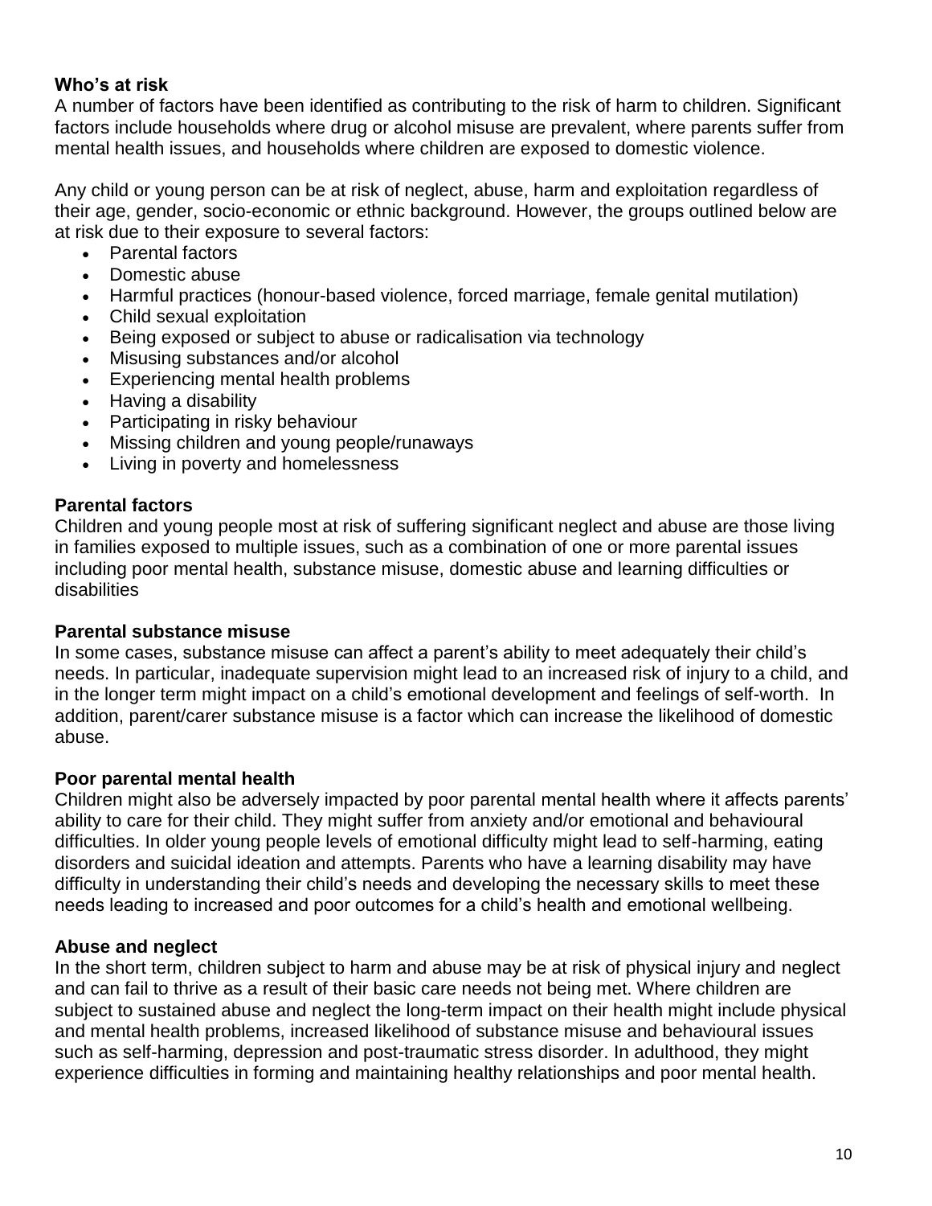### Who's at risk

A number of factors have been identified as contributing to the risk of harm to children. Significant factors include households where drug or alcohol misuse are prevalent, where parents suffer from mental health issues, and households where children are exposed to domestic violence.

Any child or young person can be at risk of neglect, abuse, harm and exploitation regardless of their age, gender, socio-economic or ethnic background. However, the groups outlined below are at risk due to their exposure to several factors:

- Parental factors
- Domestic abuse
- Harmful practices (honour-based violence, forced marriage, female genital mutilation)
- Child sexual exploitation
- Being exposed or subject to abuse or radicalisation via technology
- Misusing substances and/or alcohol
- Experiencing mental health problems
- Having a disability
- Participating in risky behaviour
- Missing children and young people/runaways
- Living in poverty and homelessness

### Parental factors

Children and young people most at risk of suffering significant neglect and abuse are those living in families exposed to multiple issues, such as a combination of one or more parental issues including poor mental health, substance misuse, domestic abuse and learning difficulties or disabilities

### Parental substance misuse

In some cases, substance misuse can affect a parent's ability to meet adequately their child's needs. In particular, inadequate supervision might lead to an increased risk of injury to a child, and in the longer term might impact on a child's emotional development and feelings of self-worth. In addition, parent/carer substance misuse is a factor which can increase the likelihood of domestic abuse.

### Poor parental mental health

Children might also be adversely impacted by poor parental mental health where it affects parents' ability to care for their child. They might suffer from anxiety and/or emotional and behavioural difficulties. In older young people levels of emotional difficulty might lead to self-harming, eating disorders and suicidal ideation and attempts. Parents who have a learning disability may have difficulty in understanding their child's needs and developing the necessary skills to meet these needs leading to increased and poor outcomes for a child's health and emotional wellbeing.

### Abuse and neglect

In the short term, children subject to harm and abuse may be at risk of physical injury and neglect and can fail to thrive as a result of their basic care needs not being met. Where children are subject to sustained abuse and neglect the long-term impact on their health might include physical and mental health problems, increased likelihood of substance misuse and behavioural issues such as self-harming, depression and post-traumatic stress disorder. In adulthood, they might experience difficulties in forming and maintaining healthy relationships and poor mental health.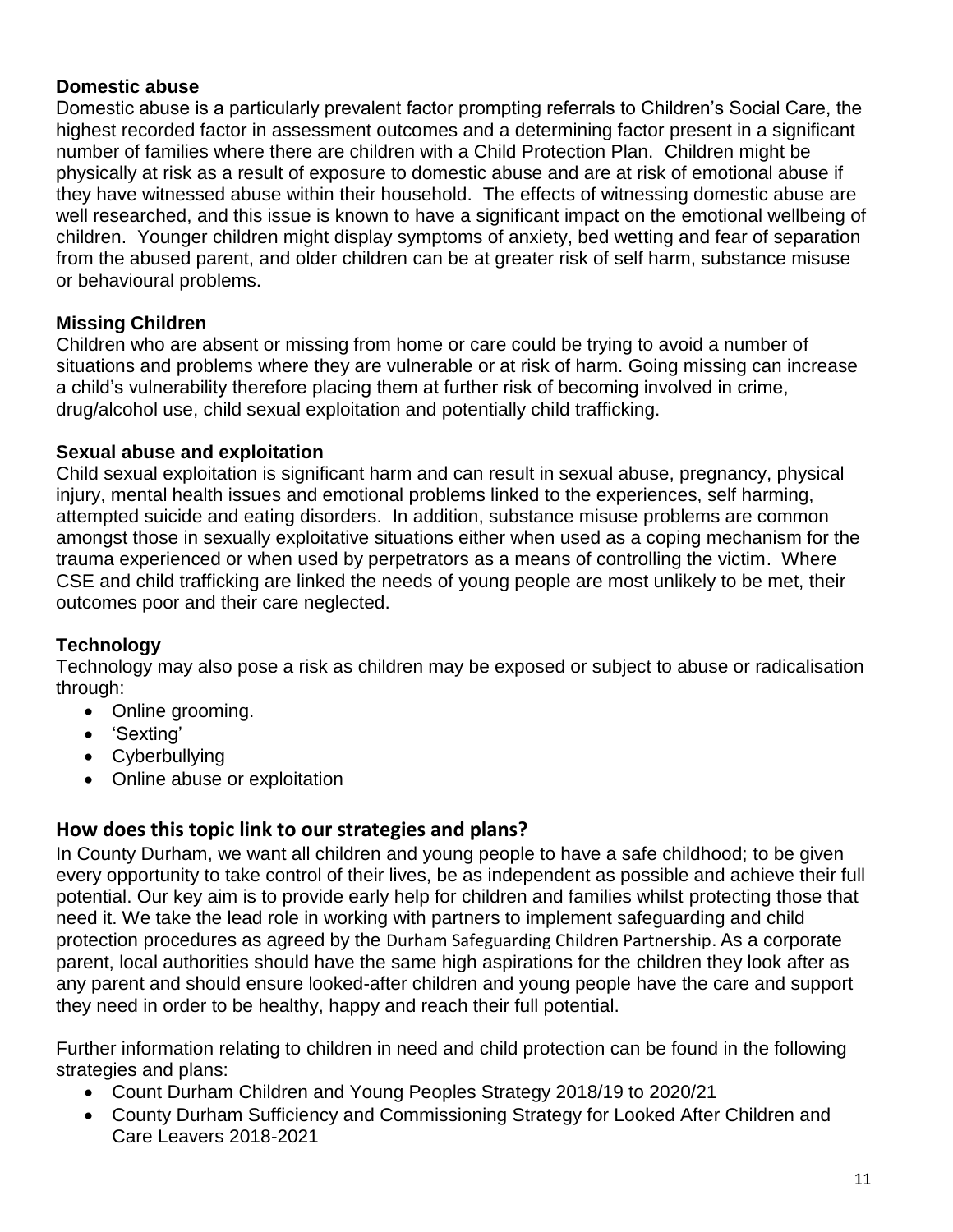### Domestic abuse

Domestic abuse is a particularly prevalent factor prompting referrals to Children's Social Care, the highest recorded factor in assessment outcomes and a determining factor present in a significant number of families where there are children with a Child Protection Plan. Children might be physically at risk as a result of exposure to domestic abuse and are at risk of emotional abuse if they have witnessed abuse within their household. The effects of witnessing domestic abuse are well researched, and this issue is known to have a significant impact on the emotional wellbeing of children. Younger children might display symptoms of anxiety, bed wetting and fear of separation from the abused parent, and older children can be at greater risk of self harm, substance misuse or behavioural problems.

### Missing Children

Children who are absent or missing from home or care could be trying to avoid a number of situations and problems where they are vulnerable or at risk of harm. Going missing can increase a child's vulnerability therefore placing them at further risk of becoming involved in crime, drug/alcohol use, child sexual exploitation and potentially child trafficking.

### Sexual abuse and exploitation

Child sexual exploitation is significant harm and can result in sexual abuse, pregnancy, physical injury, mental health issues and emotional problems linked to the experiences, self harming, attempted suicide and eating disorders. In addition, substance misuse problems are common amongst those in sexually exploitative situations either when used as a coping mechanism for the trauma experienced or when used by perpetrators as a means of controlling the victim. Where CSE and child trafficking are linked the needs of young people are most unlikely to be met, their outcomes poor and their care neglected.

### Technology

Technology may also pose a risk as children may be exposed or subject to abuse or radicalisation through:

- Online grooming.
- 'Sexting'
- Cyberbullying
- Online abuse or exploitation

## How does this topic link to our strategies and plans?

In County Durham, we want all children and young people to have a safe childhood; to be given every opportunity to take control of their lives, be as independent as possible and achieve their full potential. Our key aim is to provide early help for children and families whilst protecting those that need it. We take the lead role in working with partners to implement safeguarding and child protection procedures as agreed by the Durham Safeguarding Children Partnership. As a corporate parent, local authorities should have the same high aspirations for the children they look after as any parent and should ensure looked-after children and young people have the care and support they need in order to be healthy, happy and reach their full potential.

Further information relating to children in need and child protection can be found in the following strategies and plans:

- Count Durham Children and Young Peoples Strategy 2018/19 to 2020/21
- County Durham Sufficiency and Commissioning Strategy for Looked After Children and Care Leavers 2018-2021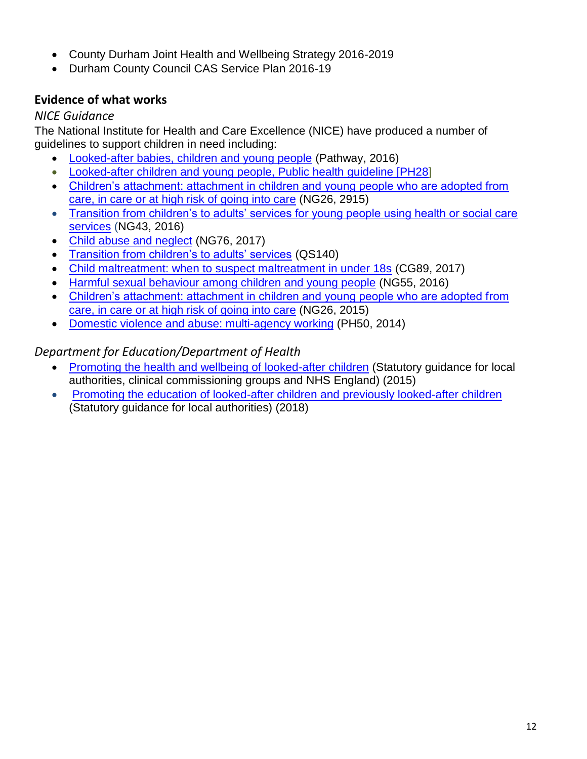- County Durham Joint Health and Wellbeing Strategy 2016-2019
- Durham County Council CAS Service Plan 2016-19

## Evidence of what works

*NICE Guidance*

The National Institute for Health and Care Excellence (NICE) have produced a number of guidelines to support children in need including:

- Looked-after babies, children and young people (Pathway, 2016)
- Looked-after children and young people, Public health guideline [PH28]
- Children's attachment: attachment in children and young people who are adopted from care, in care or at high risk of going into care (NG26, 2915)
- Transition from children's to adults' services for young people using health or social care services (NG43, 2016)
- Child abuse and neglect (NG76, 2017)
- Transition from children's to adults' services (QS140)
- Child maltreatment: when to suspect maltreatment in under 18s (CG89, 2017)
- Harmful sexual behaviour among children and young people (NG55, 2016)
- Children's attachment: attachment in children and young people who are adopted from care, in care or at high risk of going into care (NG26, 2015)
- Domestic violence and abuse: multi-agency working (PH50, 2014)

*Department for Education/Department of Health*

- Promoting the health and wellbeing of looked-after children (Statutory guidance for local authorities, clinical commissioning groups and NHS England) (2015)
- Promoting the education of looked-after children and previously looked-after children (Statutory guidance for local authorities) (2018)